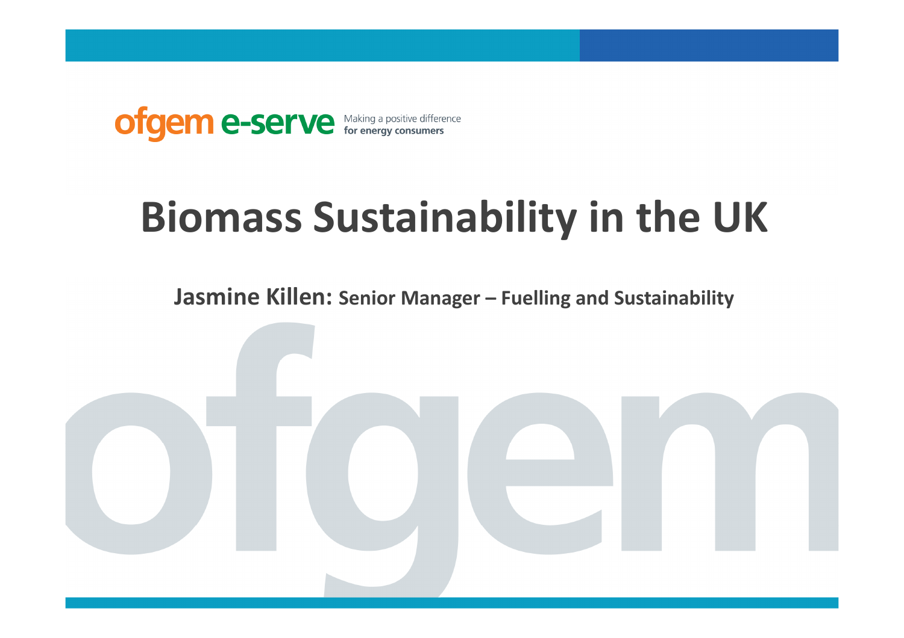ofgem e-serve Making a positive difference **for energy consumers**

# Biomass Sustainability in the UK

**Jasmine Killen: Senior Manager – Fuelling and Sustainability**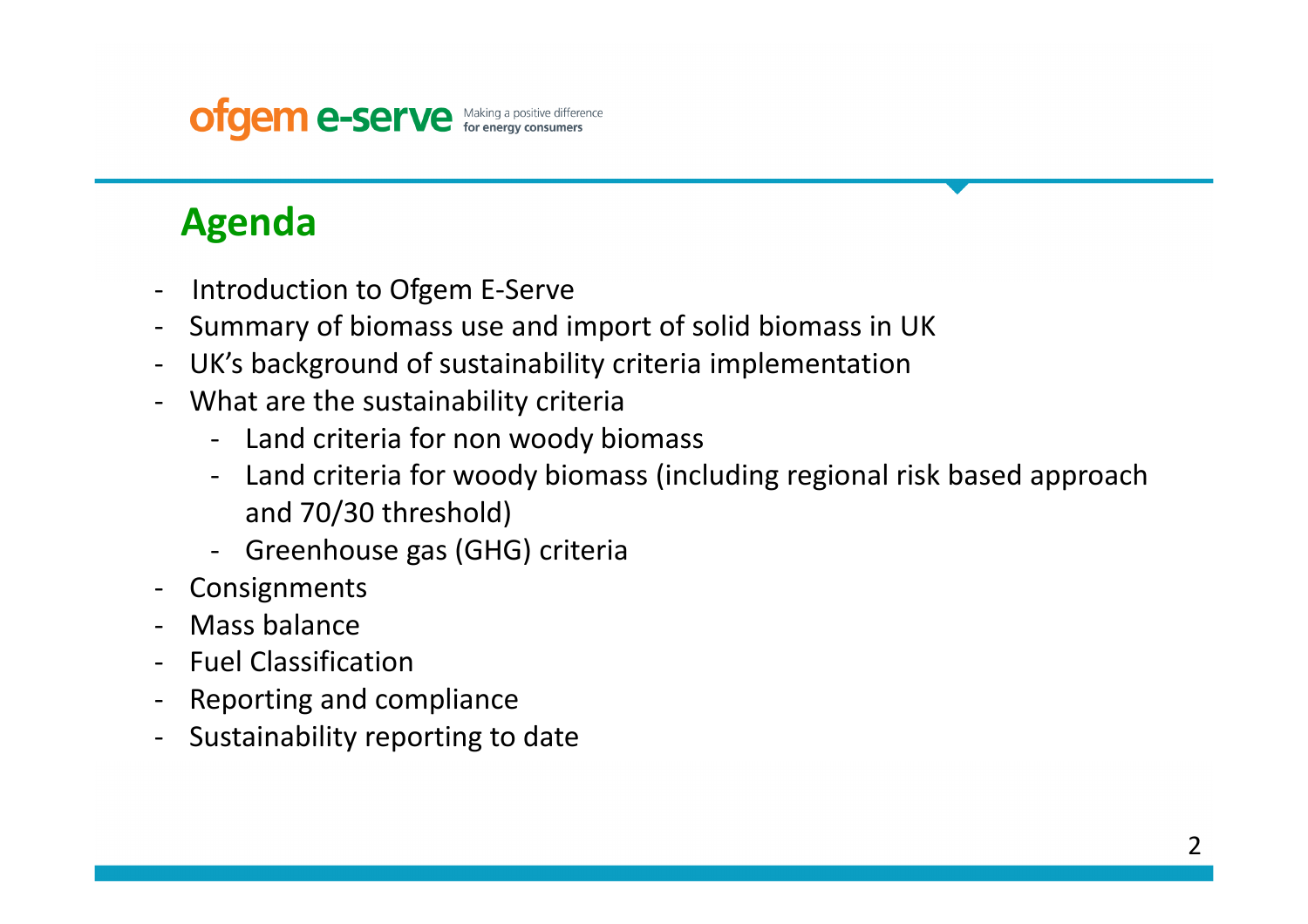## Agenda

- Introduction to Ofgem E-Serve
- Summary of biomass use and import of solid biomass in UK
- UK's background of sustainability criteria implementation
- What are the sustainability criteria
  - Land criteria for non woody biomass
  - Land criteria for woody biomass (including regional risk based approach and 70/30 threshold)
  - Greenhouse gas (GHG) criteria
- Consignments
- Mass balance
- Fuel Classification
- Reporting and compliance
- Sustainability reporting to date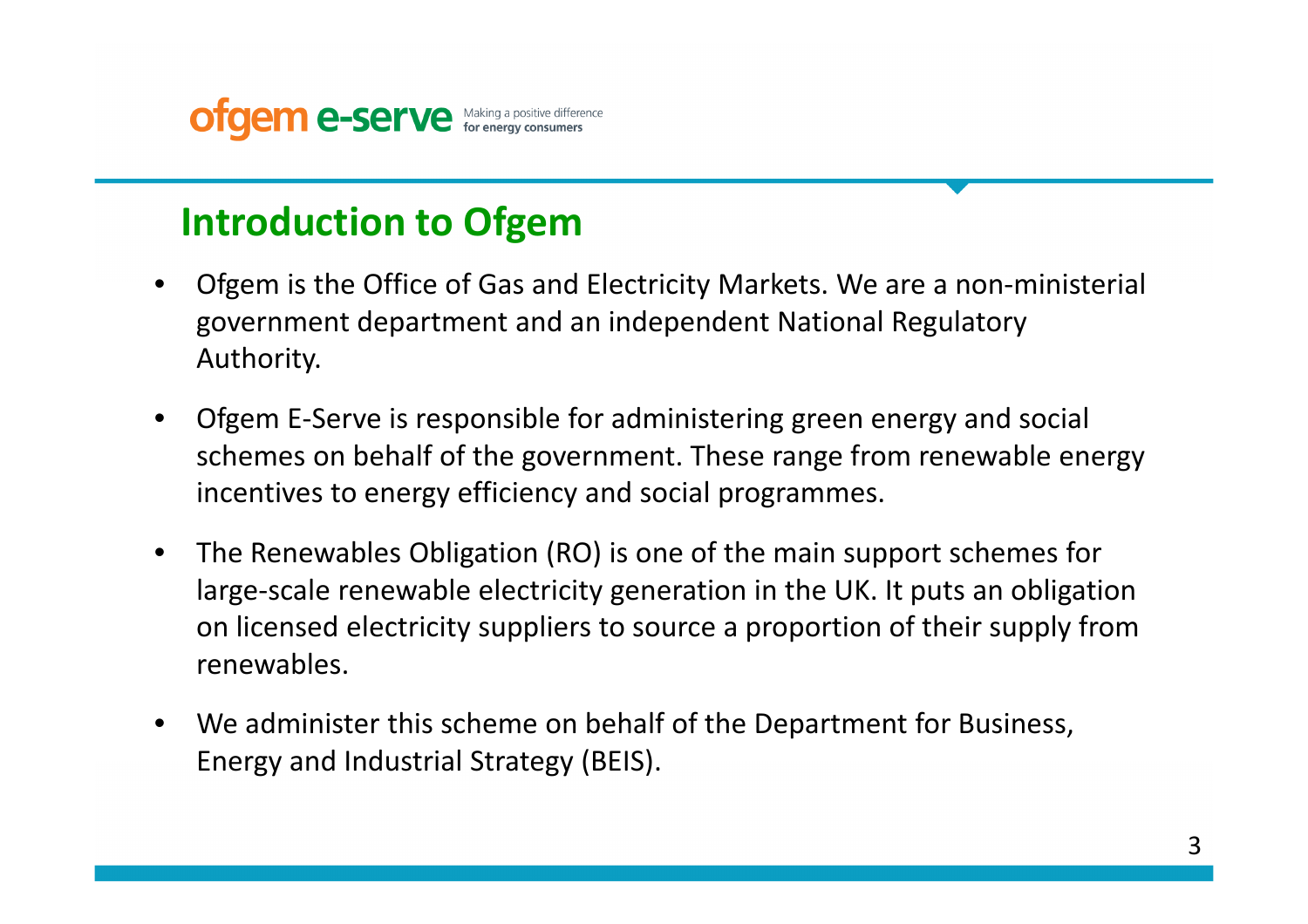## Introduction to Ofgem

- Ofgem is the Office of Gas and Electricity Markets. We are a non-ministerial government department and an independent National Regulatory Authority.
- Ofgem E-Serve is responsible for administering green energy and social schemes on behalf of the government. These range from renewable energy incentives to energy efficiency and social programmes.
- The Renewables Obligation (RO) is one of the main support schemes for large-scale renewable electricity generation in the UK. It puts an obligation on licensed electricity suppliers to source a proportion of their supply from renewables.
- We administer this scheme on behalf of the Department for Business, Energy and Industrial Strategy (BEIS).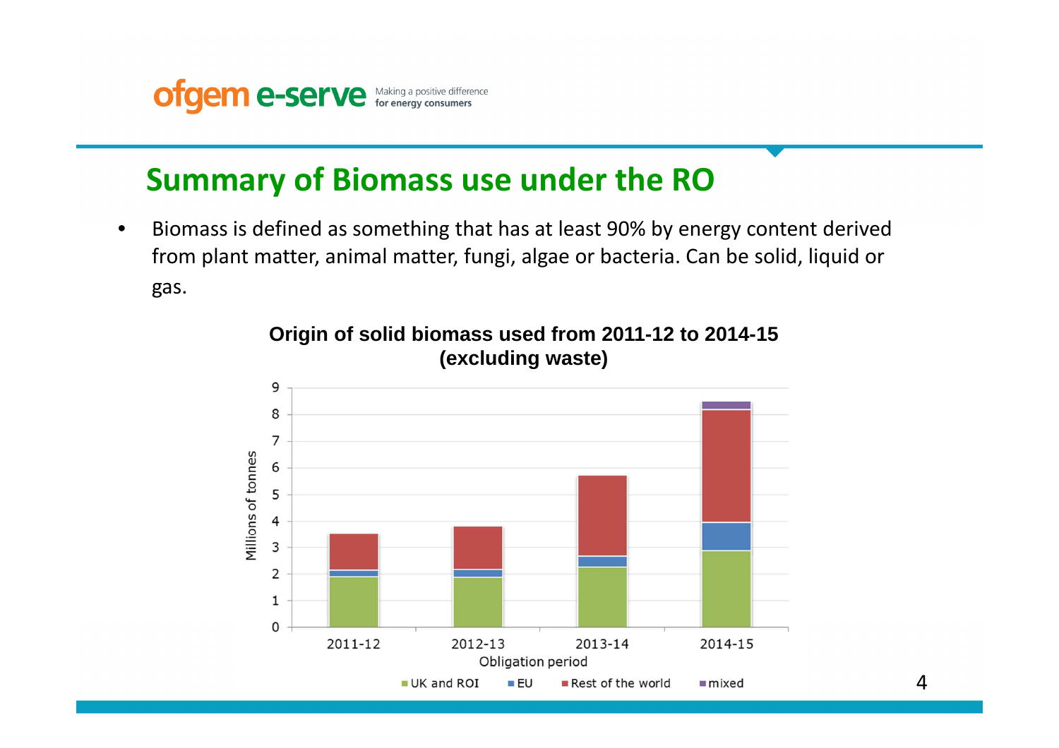## Summary of Biomass use under the RO

- Biomass is defined as something that has at least 90% by energy content derived from plant matter, animal matter, fungi, algae or bacteria. Can be solid, liquid or gas.

**Origin of solid biomass used from 2011-12 to 2014-15 (excluding waste)**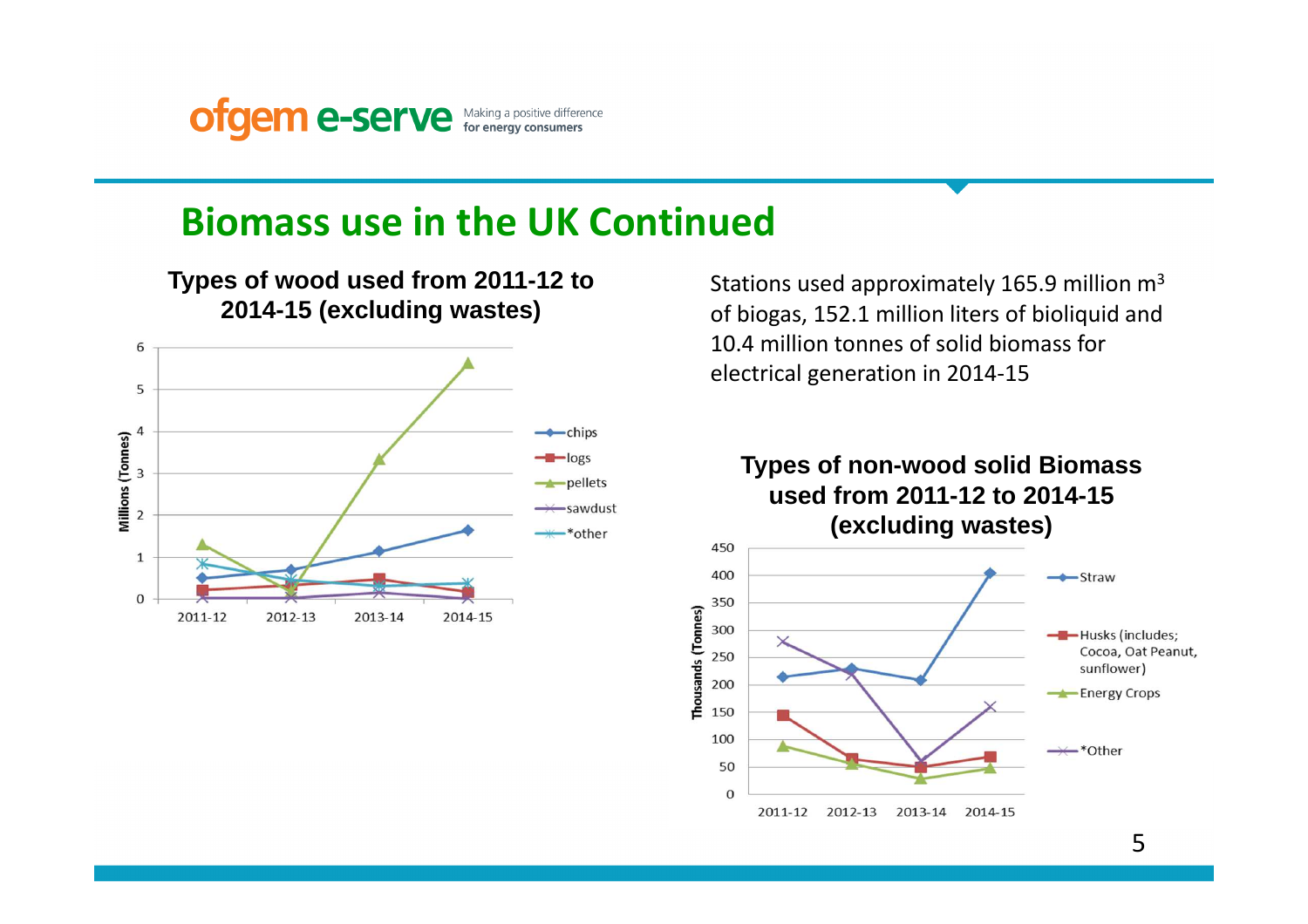## Biomass use in the UK Continued

**Types of wood used from 2011-12 to 2014-15 (excluding wastes)**

Millions (Tonnes)

- chips
- logs
- pellets
- sawdust
- *other

2011-12, 2012-13, 2013-14, 2014-15

Stations used approximately 165.9 million $m^3$ of biogas, 152.1 million liters of bioliquid and 10.4 million tonnes of solid biomass for electrical generation in 2014-15

**Types of non-wood solid Biomass used from 2011-12 to 2014-15 (excluding wastes)**

Thousands (Tonnes)

- Straw
- Husks (includes; Cocoa, Oat Peanut, sunflower)
- Energy Crops
- *Other

2011-12, 2012-13, 2013-14, 2014-15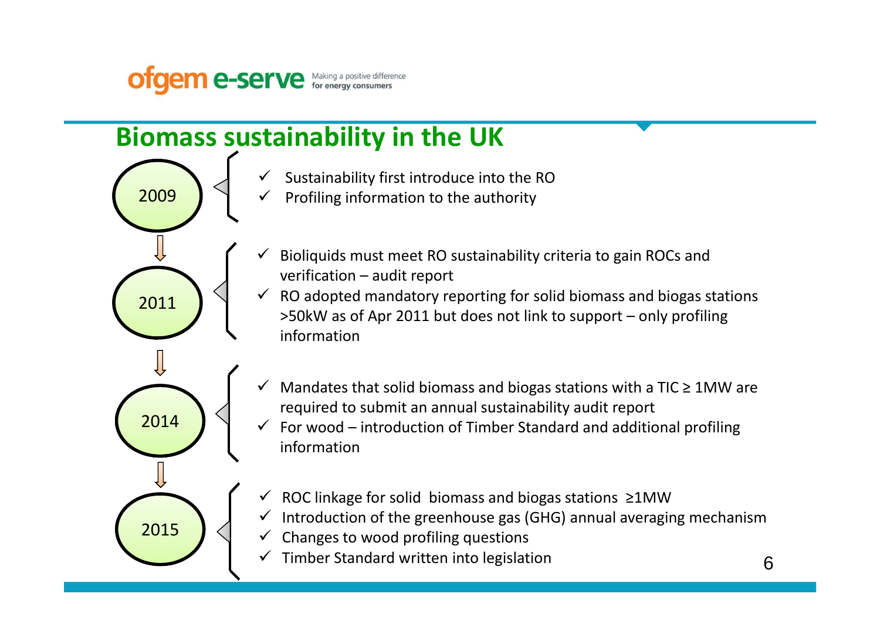## Biomass sustainability in the UK

**2009**

- ✓ Sustainability first introduce into the RO
- ✓ Profiling information to the authority

**2011**

- ✓ Bioliquids must meet RO sustainability criteria to gain ROCs and verification – audit report
- ✓ RO adopted mandatory reporting for solid biomass and biogas stations >50kW as of Apr 2011 but does not link to support – only profiling information

**2014**

- ✓ Mandates that solid biomass and biogas stations with a TIC ≥ 1MW are required to submit an annual sustainability audit report
- ✓ For wood – introduction of Timber Standard and additional profiling information

**2015**

- ✓ ROC linkage for solid biomass and biogas stations ≥1MW
- ✓ Introduction of the greenhouse gas (GHG) annual averaging mechanism
- ✓ Changes to wood profiling questions
- ✓ Timber Standard written into legislation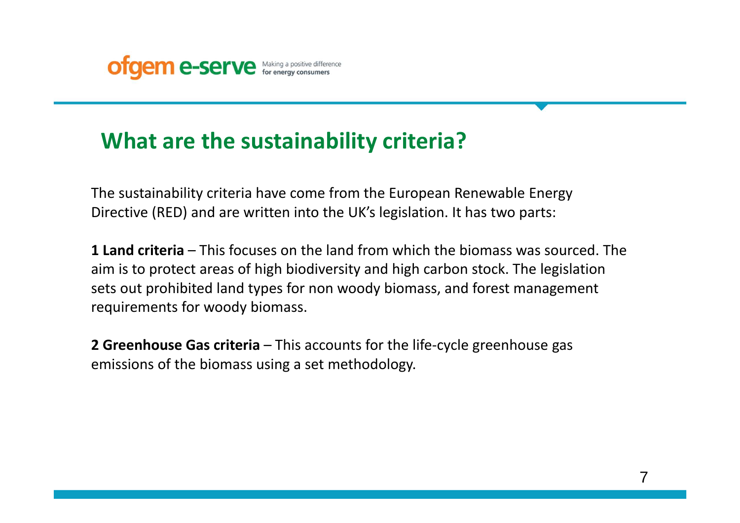## What are the sustainability criteria?

The sustainability criteria have come from the European Renewable Energy Directive (RED) and are written into the UK's legislation. It has two parts:

**1 Land criteria** – This focuses on the land from which the biomass was sourced. The aim is to protect areas of high biodiversity and high carbon stock. The legislation sets out prohibited land types for non woody biomass, and forest management requirements for woody biomass.

**2 Greenhouse Gas criteria** – This accounts for the life-cycle greenhouse gas emissions of the biomass using a set methodology.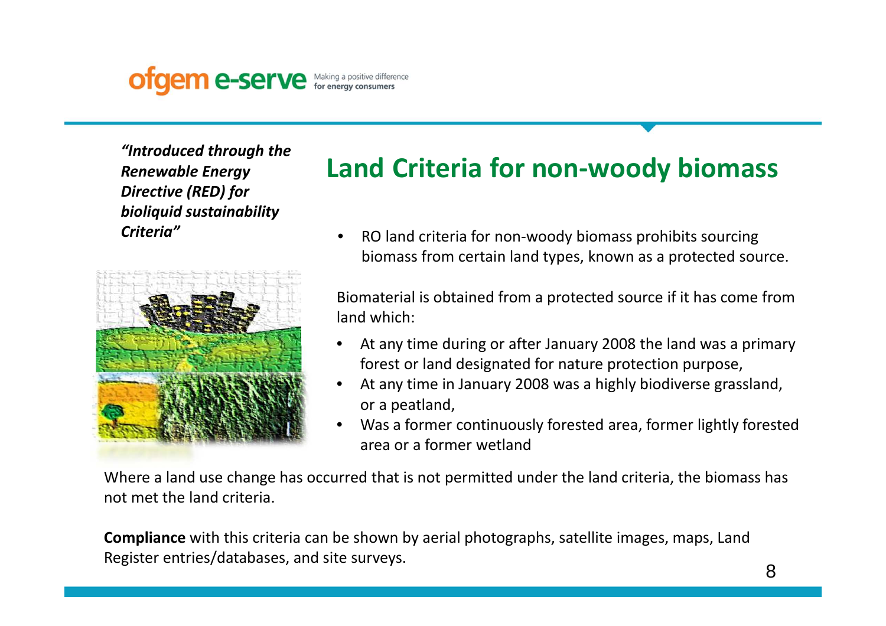*"Introduced through the Renewable Energy Directive (RED) for bioliquid sustainability Criteria"*

# Land Criteria for non-woody biomass

- RO land criteria for non-woody biomass prohibits sourcing biomass from certain land types, known as a protected source.

Biomaterial is obtained from a protected source if it has come from land which:

- At any time during or after January 2008 the land was a primary forest or land designated for nature protection purpose,
- At any time in January 2008 was a highly biodiverse grassland, or a peatland,
- Was a former continuously forested area, former lightly forested area or a former wetland

Where a land use change has occurred that is not permitted under the land criteria, the biomass has not met the land criteria.

**Compliance** with this criteria can be shown by aerial photographs, satellite images, maps, Land Register entries/databases, and site surveys.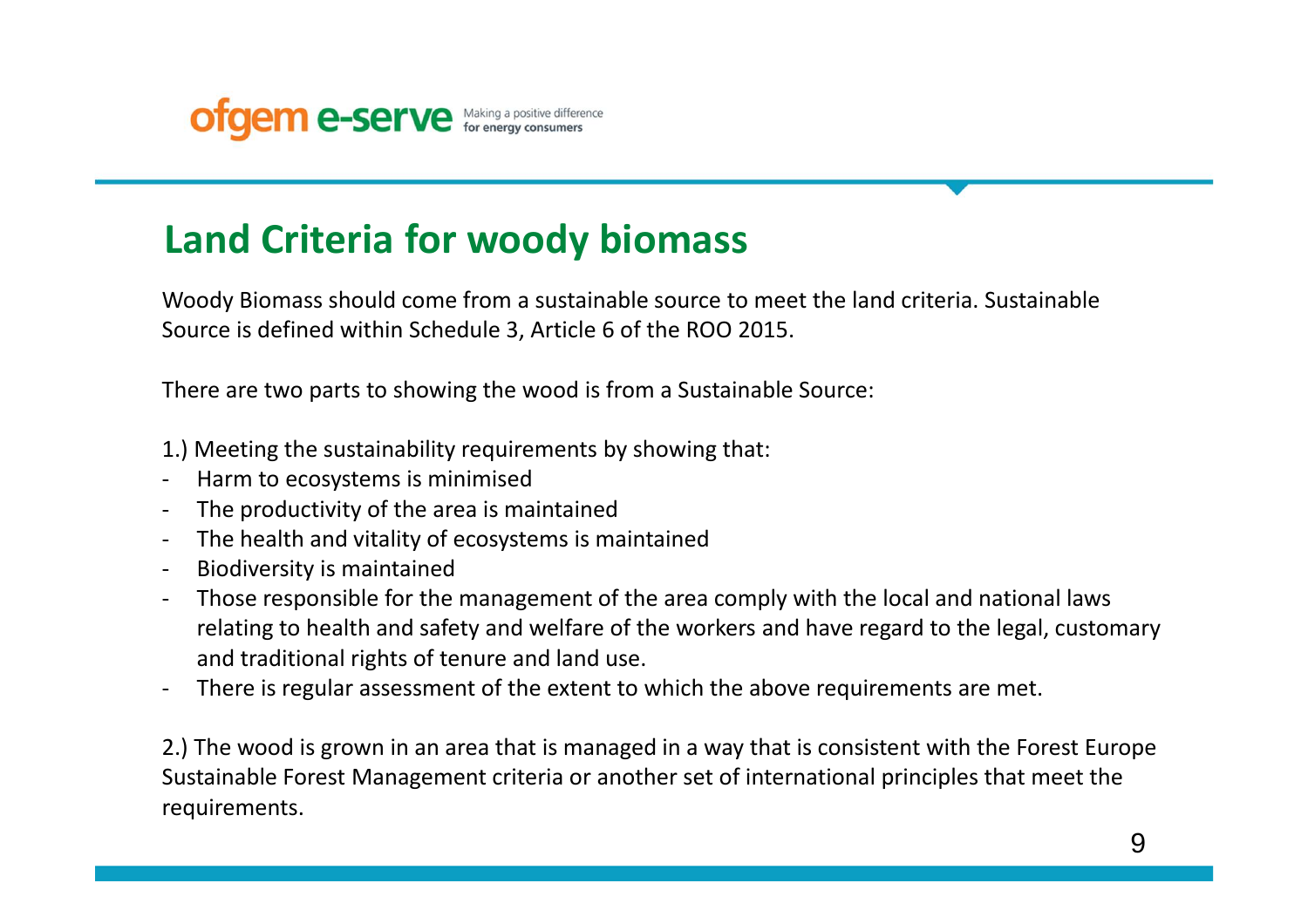# Land Criteria for woody biomass

Woody Biomass should come from a sustainable source to meet the land criteria. Sustainable Source is defined within Schedule 3, Article 6 of the ROO 2015.

There are two parts to showing the wood is from a Sustainable Source:

1.) Meeting the sustainability requirements by showing that:

- Harm to ecosystems is minimised
- The productivity of the area is maintained
- The health and vitality of ecosystems is maintained
- Biodiversity is maintained
- Those responsible for the management of the area comply with the local and national laws relating to health and safety and welfare of the workers and have regard to the legal, customary and traditional rights of tenure and land use.
- There is regular assessment of the extent to which the above requirements are met.

2.) The wood is grown in an area that is managed in a way that is consistent with the Forest Europe Sustainable Forest Management criteria or another set of international principles that meet the requirements.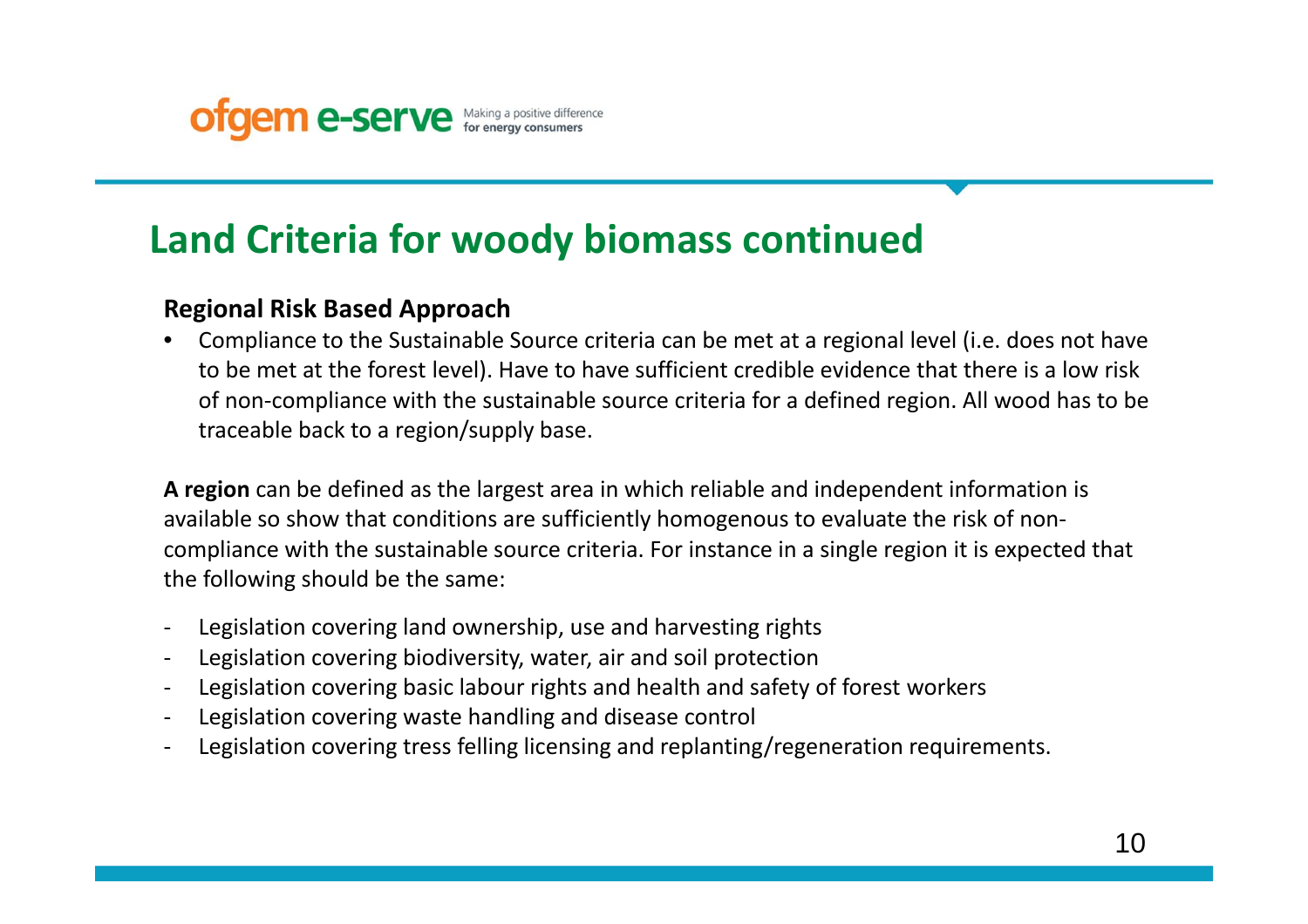## Land Criteria for woody biomass continued

**Regional Risk Based Approach**

- Compliance to the Sustainable Source criteria can be met at a regional level (i.e. does not have to be met at the forest level). Have to have sufficient credible evidence that there is a low risk of non-compliance with the sustainable source criteria for a defined region. All wood has to be traceable back to a region/supply base.

**A region** can be defined as the largest area in which reliable and independent information is available so show that conditions are sufficiently homogenous to evaluate the risk of non-compliance with the sustainable source criteria. For instance in a single region it is expected that the following should be the same:

- Legislation covering land ownership, use and harvesting rights
- Legislation covering biodiversity, water, air and soil protection
- Legislation covering basic labour rights and health and safety of forest workers
- Legislation covering waste handling and disease control
- Legislation covering tress felling licensing and replanting/regeneration requirements.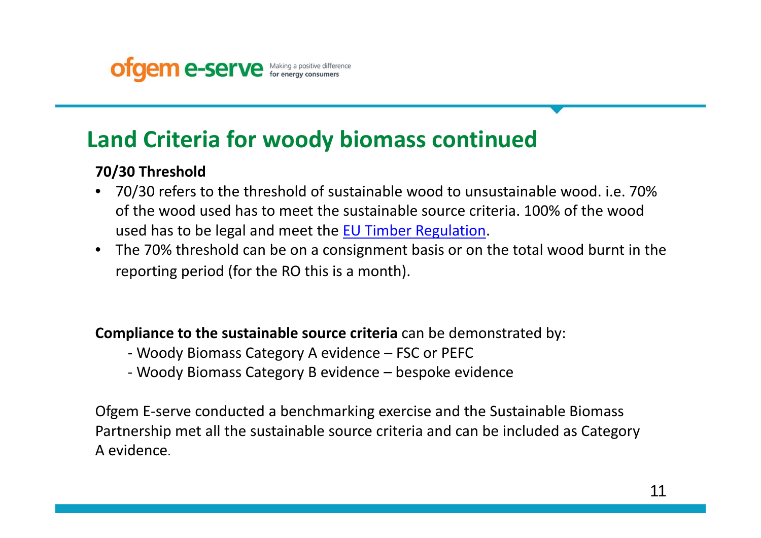# Land Criteria for woody biomass continued

**70/30 Threshold**

- 70/30 refers to the threshold of sustainable wood to unsustainable wood. i.e. 70% of the wood used has to meet the sustainable source criteria. 100% of the wood used has to be legal and meet the EU Timber Regulation.
- The 70% threshold can be on a consignment basis or on the total wood burnt in the reporting period (for the RO this is a month).

**Compliance to the sustainable source criteria** can be demonstrated by:

- Woody Biomass Category A evidence – FSC or PEFC
- Woody Biomass Category B evidence – bespoke evidence

Ofgem E-serve conducted a benchmarking exercise and the Sustainable Biomass Partnership met all the sustainable source criteria and can be included as Category A evidence.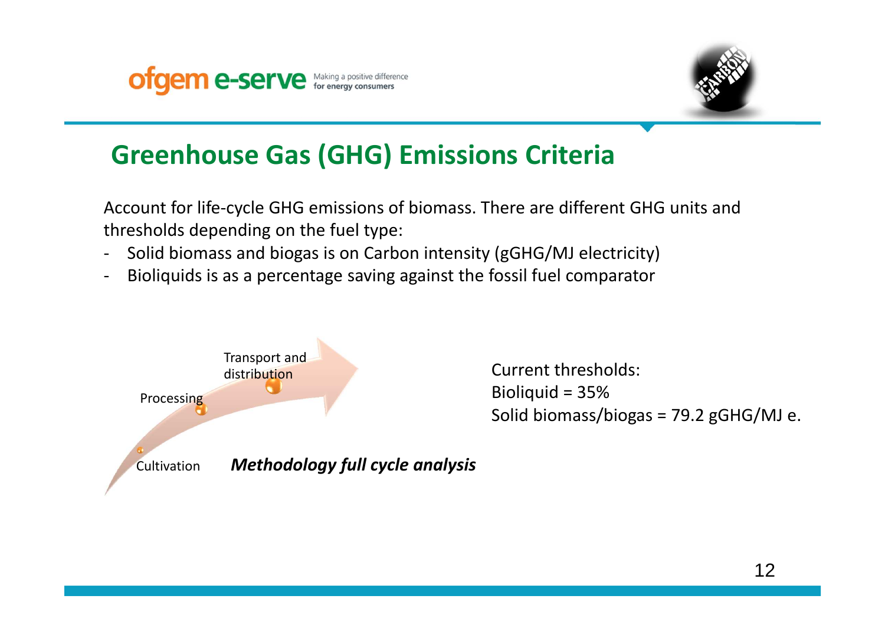## Greenhouse Gas (GHG) Emissions Criteria

Account for life-cycle GHG emissions of biomass. There are different GHG units and thresholds depending on the fuel type:

- Solid biomass and biogas is on Carbon intensity (gGHG/MJ electricity)
- Bioliquids is as a percentage saving against the fossil fuel comparator

Cultivation → Processing → Transport and distribution

***Methodology full cycle analysis***

Current thresholds:
Bioliquid = 35%
Solid biomass/biogas = 79.2 gGHG/MJ e.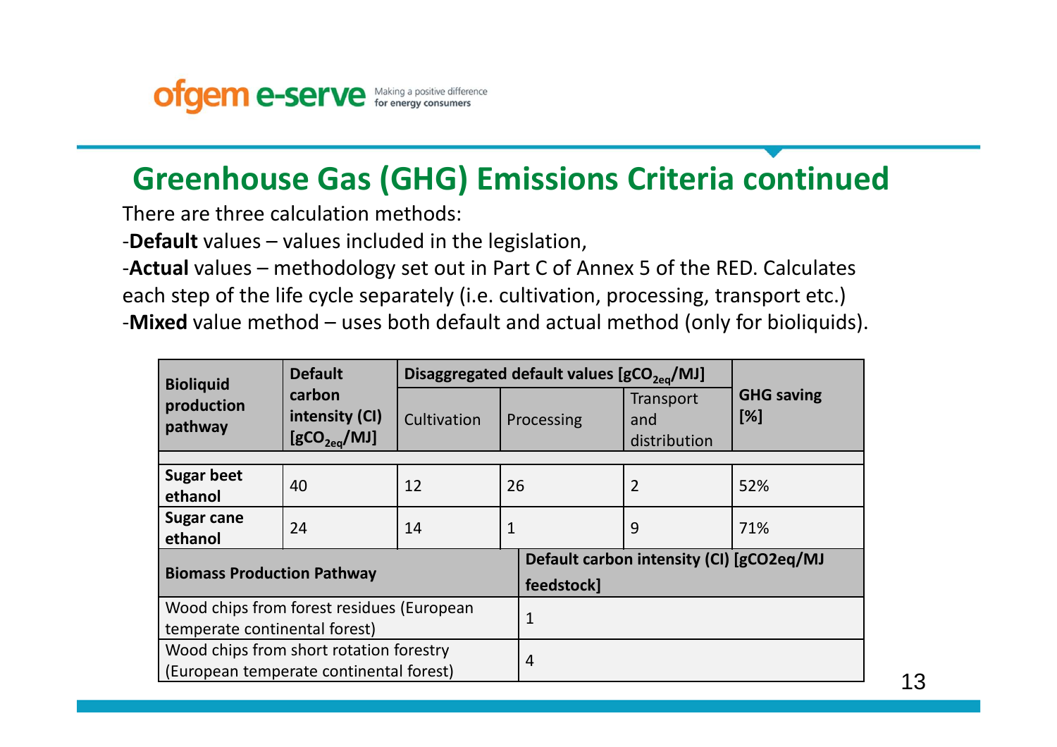## Greenhouse Gas (GHG) Emissions Criteria continued

There are three calculation methods:

-**Default** values – values included in the legislation,

-**Actual** values – methodology set out in Part C of Annex 5 of the RED. Calculates each step of the life cycle separately (i.e. cultivation, processing, transport etc.)

-**Mixed** value method – uses both default and actual method (only for bioliquids).

| **Bioliquid production pathway** | **Default carbon intensity (CI) [$gCO_{2eq}/MJ$]** | **Disaggregated default values [$gCO_{2eq}/MJ$]** | | | **GHG saving [%]** |
|---|---|---|---|---|---|
| | | Cultivation | Processing | Transport and distribution | |
| **Sugar beet ethanol** | 40 | 12 | 26 | 2 | 52% |
| **Sugar cane ethanol** | 24 | 14 | 1 | 9 | 71% |

| **Biomass Production Pathway** | **Default carbon intensity (CI) [gCO2eq/MJ feedstock]** |
|---|---|
| Wood chips from forest residues (European temperate continental forest) | 1 |
| Wood chips from short rotation forestry (European temperate continental forest) | 4 |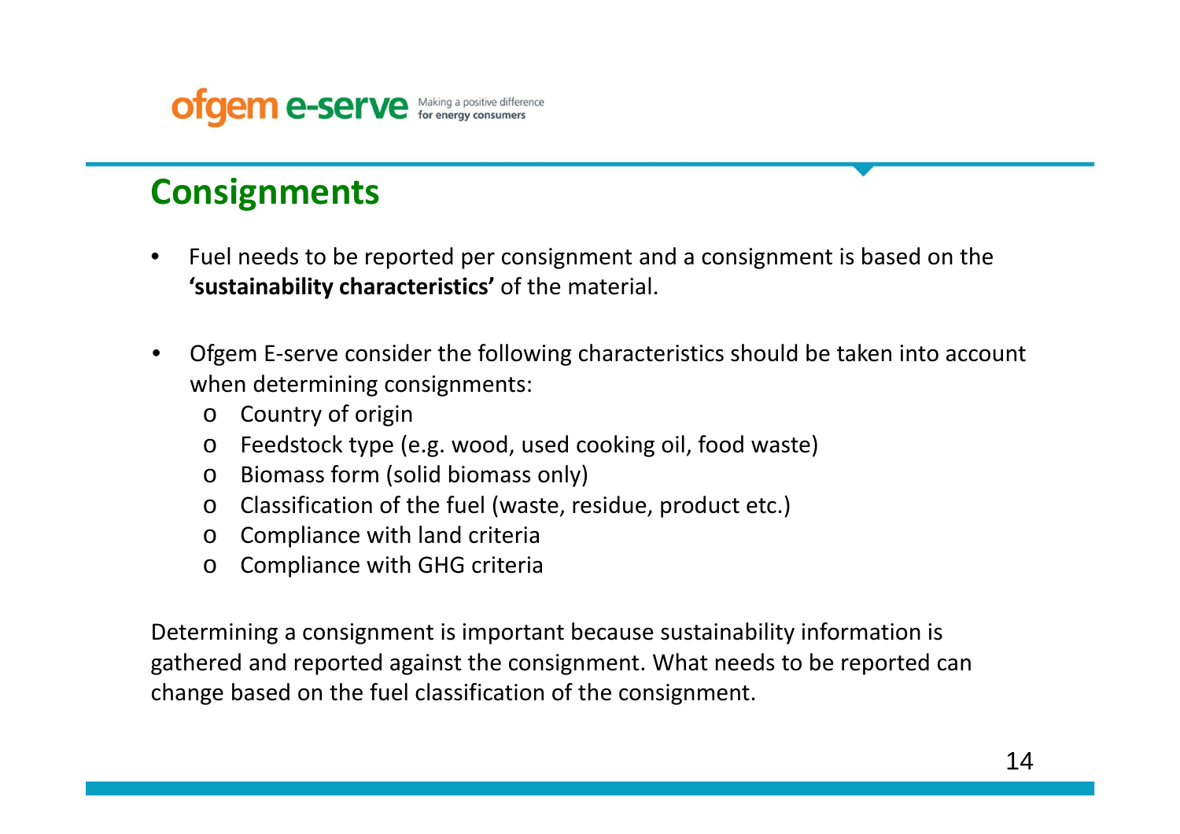## Consignments

- Fuel needs to be reported per consignment and a consignment is based on the **'sustainability characteristics'** of the material.

- Ofgem E-serve consider the following characteristics should be taken into account when determining consignments:
  - Country of origin
  - Feedstock type (e.g. wood, used cooking oil, food waste)
  - Biomass form (solid biomass only)
  - Classification of the fuel (waste, residue, product etc.)
  - Compliance with land criteria
  - Compliance with GHG criteria

Determining a consignment is important because sustainability information is gathered and reported against the consignment. What needs to be reported can change based on the fuel classification of the consignment.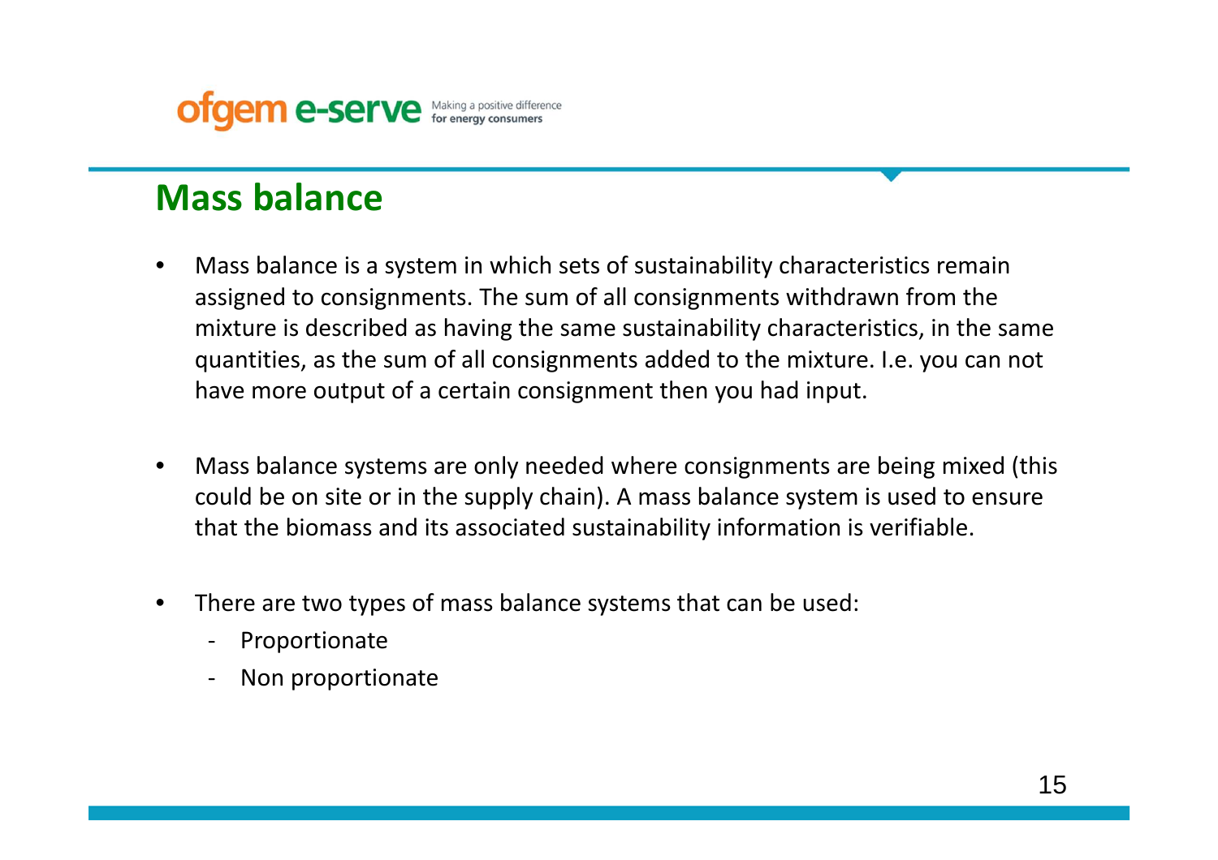## Mass balance

- Mass balance is a system in which sets of sustainability characteristics remain assigned to consignments. The sum of all consignments withdrawn from the mixture is described as having the same sustainability characteristics, in the same quantities, as the sum of all consignments added to the mixture. I.e. you can not have more output of a certain consignment then you had input.

- Mass balance systems are only needed where consignments are being mixed (this could be on site or in the supply chain). A mass balance system is used to ensure that the biomass and its associated sustainability information is verifiable.

- There are two types of mass balance systems that can be used:
  - Proportionate
  - Non proportionate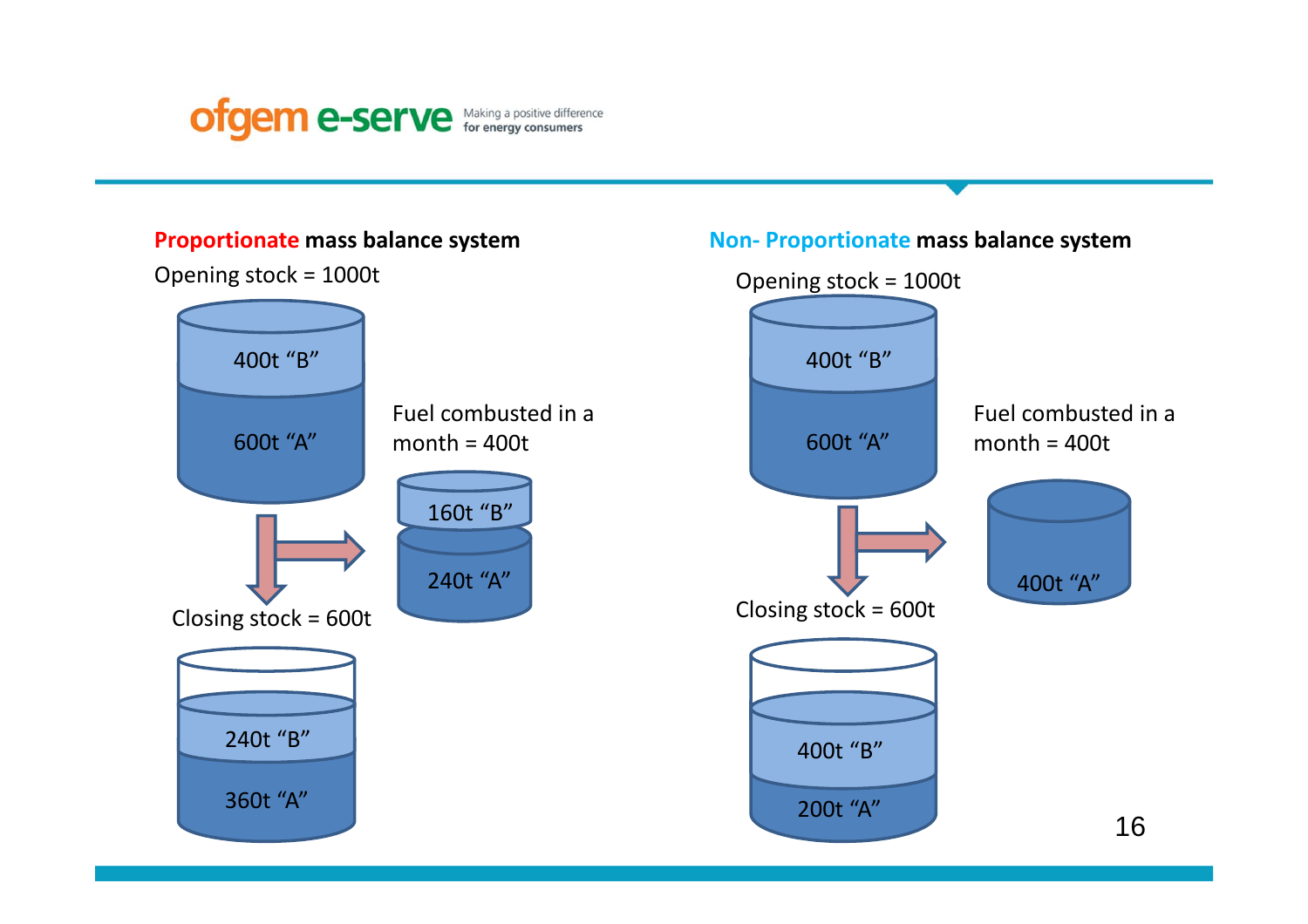## Proportionate mass balance system

Opening stock = 1000t

400t "B"

600t "A"

Fuel combusted in a month = 400t

160t "B"

240t "A"

Closing stock = 600t

240t "B"

360t "A"

## Non- Proportionate mass balance system

Opening stock = 1000t

400t "B"

600t "A"

Fuel combusted in a month = 400t

400t "A"

Closing stock = 600t

400t "B"

200t "A"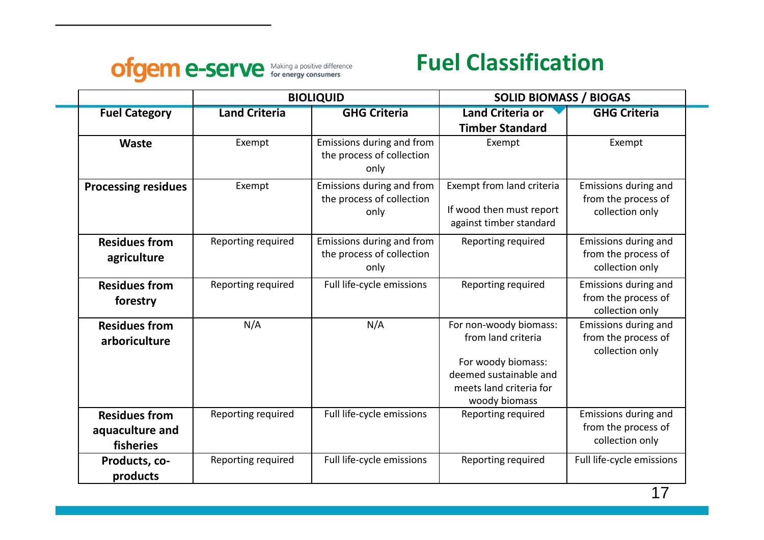ofgem e-serve Making a positive difference for energy consumers

# Fuel Classification

| | BIOLIQUID | | SOLID BIOMASS / BIOGAS | |
|---|---|---|---|---|
| **Fuel Category** | **Land Criteria** | **GHG Criteria** | **Land Criteria or Timber Standard** | **GHG Criteria** |
| **Waste** | Exempt | Emissions during and from the process of collection only | Exempt | Exempt |
| **Processing residues** | Exempt | Emissions during and from the process of collection only | Exempt from land criteria<br><br>If wood then must report against timber standard | Emissions during and from the process of collection only |
| **Residues from agriculture** | Reporting required | Emissions during and from the process of collection only | Reporting required | Emissions during and from the process of collection only |
| **Residues from forestry** | Reporting required | Full life-cycle emissions | Reporting required | Emissions during and from the process of collection only |
| **Residues from arboriculture** | N/A | N/A | For non-woody biomass: from land criteria<br><br>For woody biomass: deemed sustainable and meets land criteria for woody biomass | Emissions during and from the process of collection only |
| **Residues from aquaculture and fisheries** | Reporting required | Full life-cycle emissions | Reporting required | Emissions during and from the process of collection only |
| **Products, co-products** | Reporting required | Full life-cycle emissions | Reporting required | Full life-cycle emissions |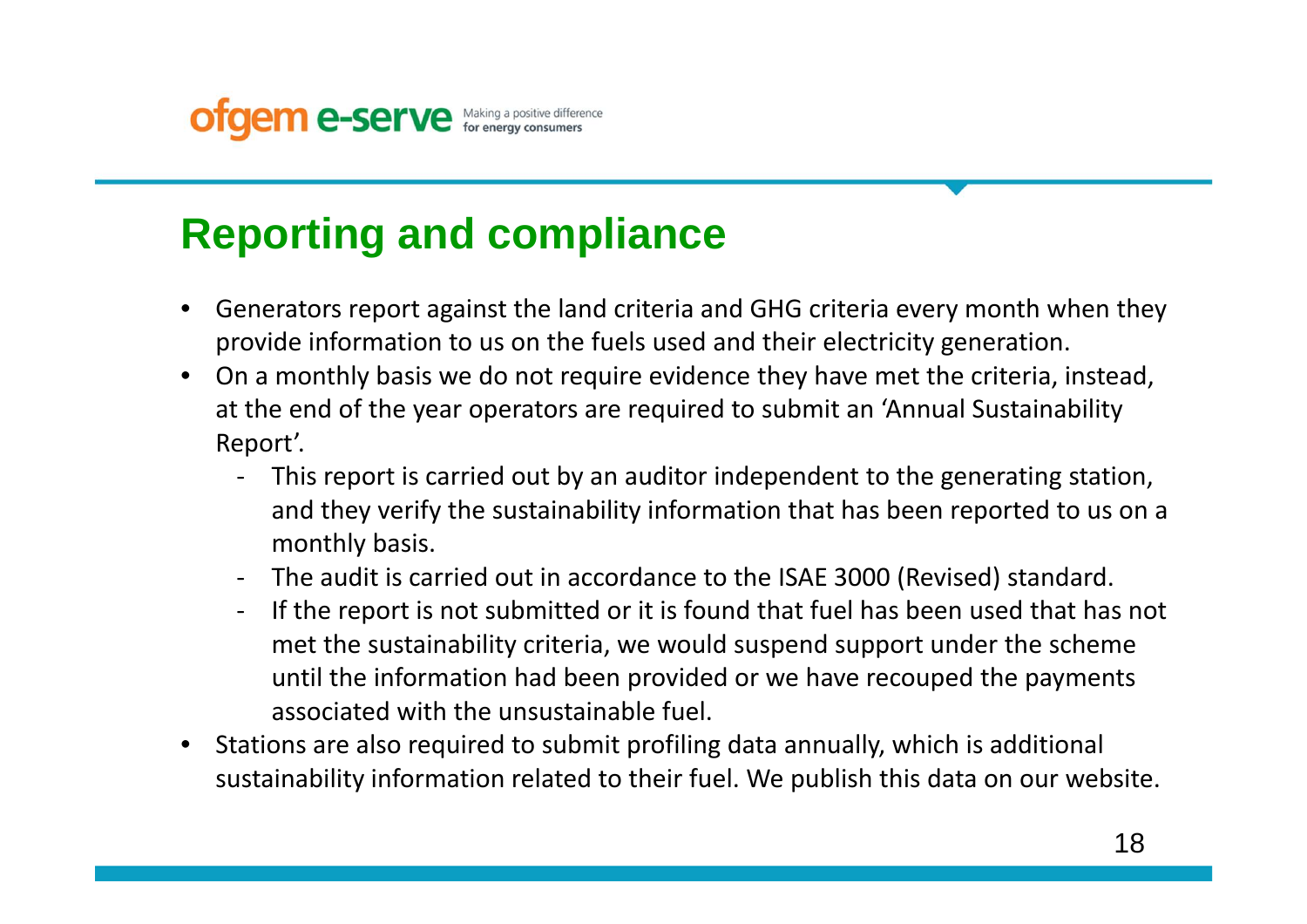## Reporting and compliance

- Generators report against the land criteria and GHG criteria every month when they provide information to us on the fuels used and their electricity generation.
- On a monthly basis we do not require evidence they have met the criteria, instead, at the end of the year operators are required to submit an 'Annual Sustainability Report'.
  - This report is carried out by an auditor independent to the generating station, and they verify the sustainability information that has been reported to us on a monthly basis.
  - The audit is carried out in accordance to the ISAE 3000 (Revised) standard.
  - If the report is not submitted or it is found that fuel has been used that has not met the sustainability criteria, we would suspend support under the scheme until the information had been provided or we have recouped the payments associated with the unsustainable fuel.
- Stations are also required to submit profiling data annually, which is additional sustainability information related to their fuel. We publish this data on our website.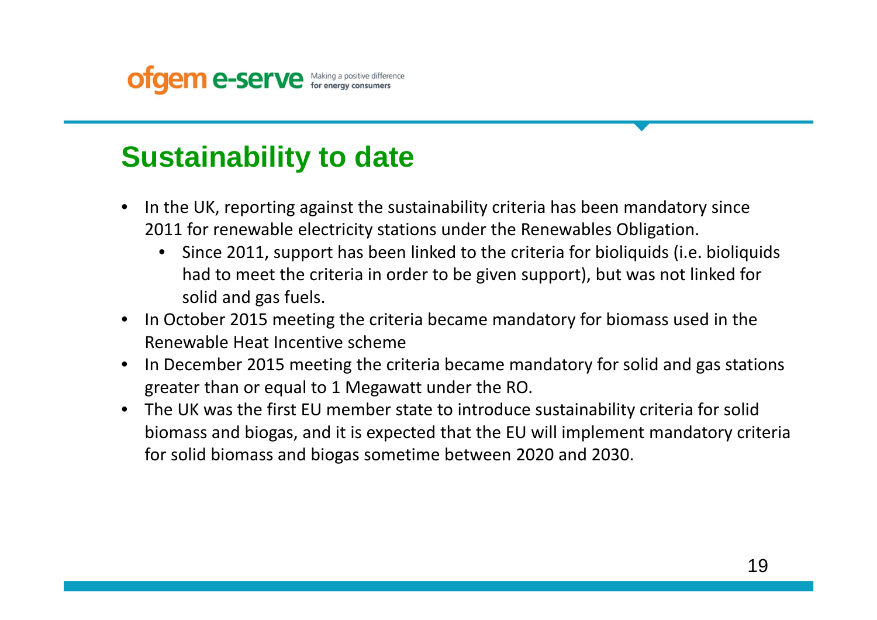## Sustainability to date

- In the UK, reporting against the sustainability criteria has been mandatory since 2011 for renewable electricity stations under the Renewables Obligation.
  - Since 2011, support has been linked to the criteria for bioliquids (i.e. bioliquids had to meet the criteria in order to be given support), but was not linked for solid and gas fuels.
- In October 2015 meeting the criteria became mandatory for biomass used in the Renewable Heat Incentive scheme
- In December 2015 meeting the criteria became mandatory for solid and gas stations greater than or equal to 1 Megawatt under the RO.
- The UK was the first EU member state to introduce sustainability criteria for solid biomass and biogas, and it is expected that the EU will implement mandatory criteria for solid biomass and biogas sometime between 2020 and 2030.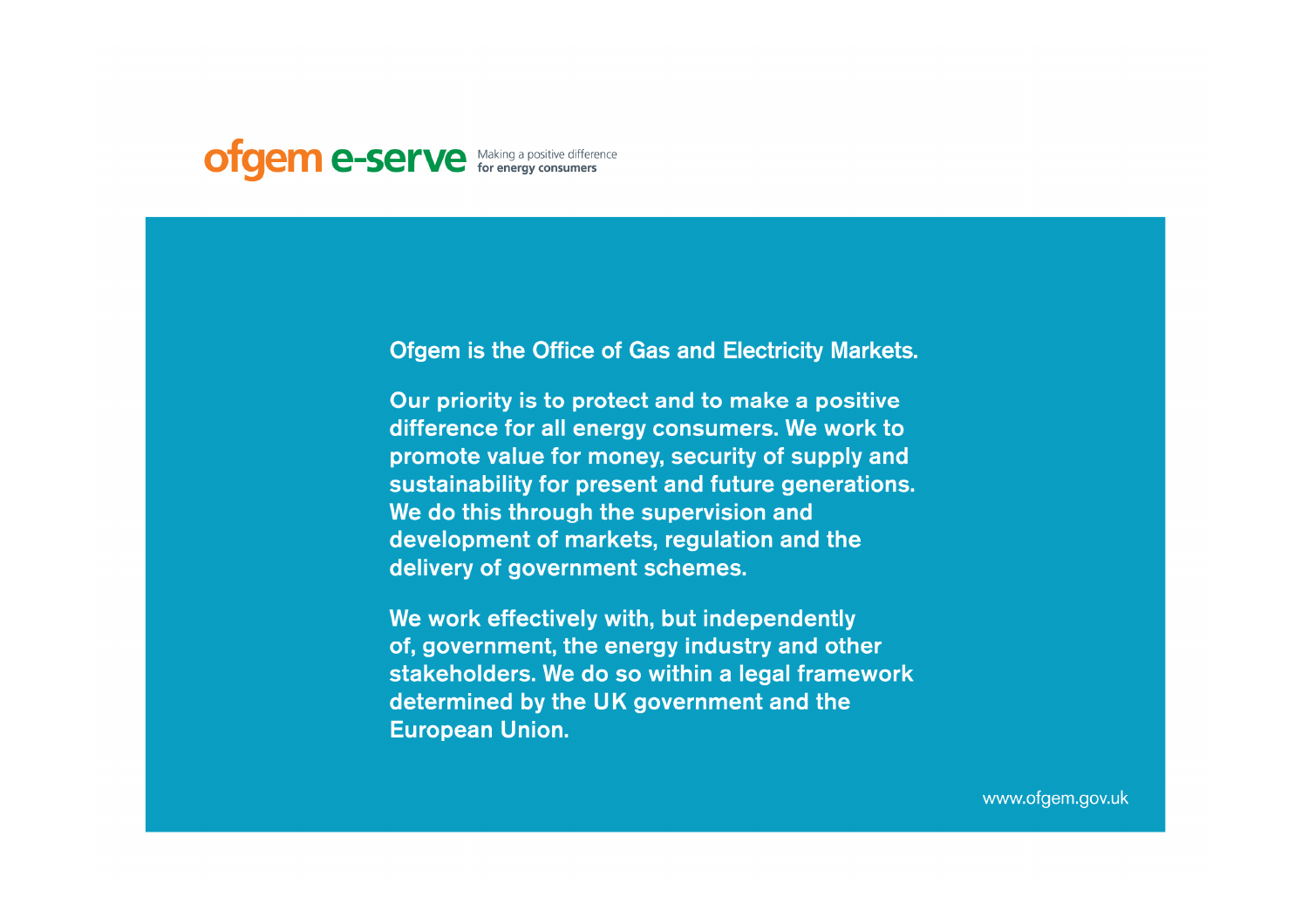ofgem e-serve Making a positive difference **for energy consumers**

**Ofgem is the Office of Gas and Electricity Markets.**

**Our priority is to protect and to make a positive difference for all energy consumers. We work to promote value for money, security of supply and sustainability for present and future generations. We do this through the supervision and development of markets, regulation and the delivery of government schemes.**

**We work effectively with, but independently of, government, the energy industry and other stakeholders. We do so within a legal framework determined by the UK government and the European Union.**

www.ofgem.gov.uk